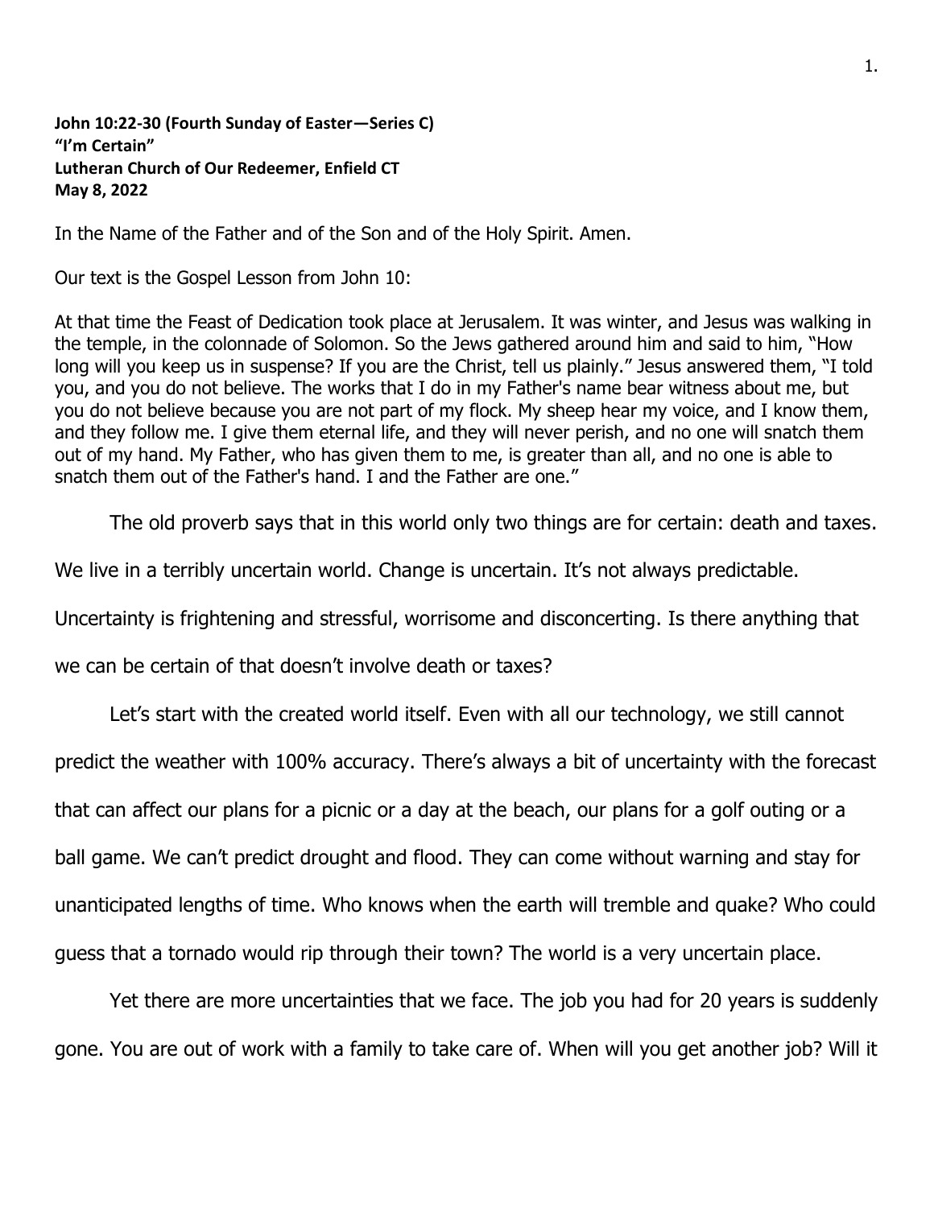**John 10:22-30 (Fourth Sunday of Easter—Series C)**
**"I'm Certain"**
**Lutheran Church of Our Redeemer, Enfield CT**
**May 8, 2022**

In the Name of the Father and of the Son and of the Holy Spirit. Amen.

Our text is the Gospel Lesson from John 10:

At that time the Feast of Dedication took place at Jerusalem. It was winter, and Jesus was walking in the temple, in the colonnade of Solomon. So the Jews gathered around him and said to him, "How long will you keep us in suspense? If you are the Christ, tell us plainly." Jesus answered them, "I told you, and you do not believe. The works that I do in my Father's name bear witness about me, but you do not believe because you are not part of my flock. My sheep hear my voice, and I know them, and they follow me. I give them eternal life, and they will never perish, and no one will snatch them out of my hand. My Father, who has given them to me, is greater than all, and no one is able to snatch them out of the Father's hand. I and the Father are one."

The old proverb says that in this world only two things are for certain: death and taxes. We live in a terribly uncertain world. Change is uncertain. It's not always predictable. Uncertainty is frightening and stressful, worrisome and disconcerting. Is there anything that we can be certain of that doesn't involve death or taxes?

Let's start with the created world itself. Even with all our technology, we still cannot predict the weather with 100% accuracy. There's always a bit of uncertainty with the forecast that can affect our plans for a picnic or a day at the beach, our plans for a golf outing or a ball game. We can't predict drought and flood. They can come without warning and stay for unanticipated lengths of time. Who knows when the earth will tremble and quake? Who could guess that a tornado would rip through their town? The world is a very uncertain place.

Yet there are more uncertainties that we face. The job you had for 20 years is suddenly gone. You are out of work with a family to take care of. When will you get another job? Will it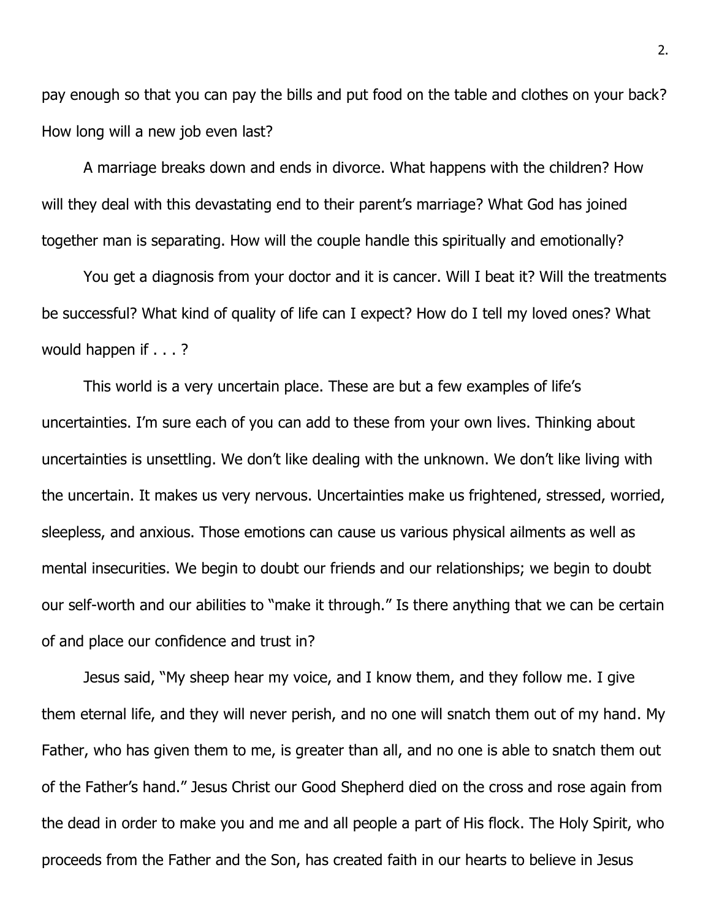pay enough so that you can pay the bills and put food on the table and clothes on your back? How long will a new job even last?

A marriage breaks down and ends in divorce. What happens with the children? How will they deal with this devastating end to their parent's marriage? What God has joined together man is separating. How will the couple handle this spiritually and emotionally?

You get a diagnosis from your doctor and it is cancer. Will I beat it? Will the treatments be successful? What kind of quality of life can I expect? How do I tell my loved ones? What would happen if . . . ?

This world is a very uncertain place. These are but a few examples of life's uncertainties. I'm sure each of you can add to these from your own lives. Thinking about uncertainties is unsettling. We don't like dealing with the unknown. We don't like living with the uncertain. It makes us very nervous. Uncertainties make us frightened, stressed, worried, sleepless, and anxious. Those emotions can cause us various physical ailments as well as mental insecurities. We begin to doubt our friends and our relationships; we begin to doubt our self-worth and our abilities to "make it through." Is there anything that we can be certain of and place our confidence and trust in?

Jesus said, "My sheep hear my voice, and I know them, and they follow me. I give them eternal life, and they will never perish, and no one will snatch them out of my hand. My Father, who has given them to me, is greater than all, and no one is able to snatch them out of the Father's hand." Jesus Christ our Good Shepherd died on the cross and rose again from the dead in order to make you and me and all people a part of His flock. The Holy Spirit, who proceeds from the Father and the Son, has created faith in our hearts to believe in Jesus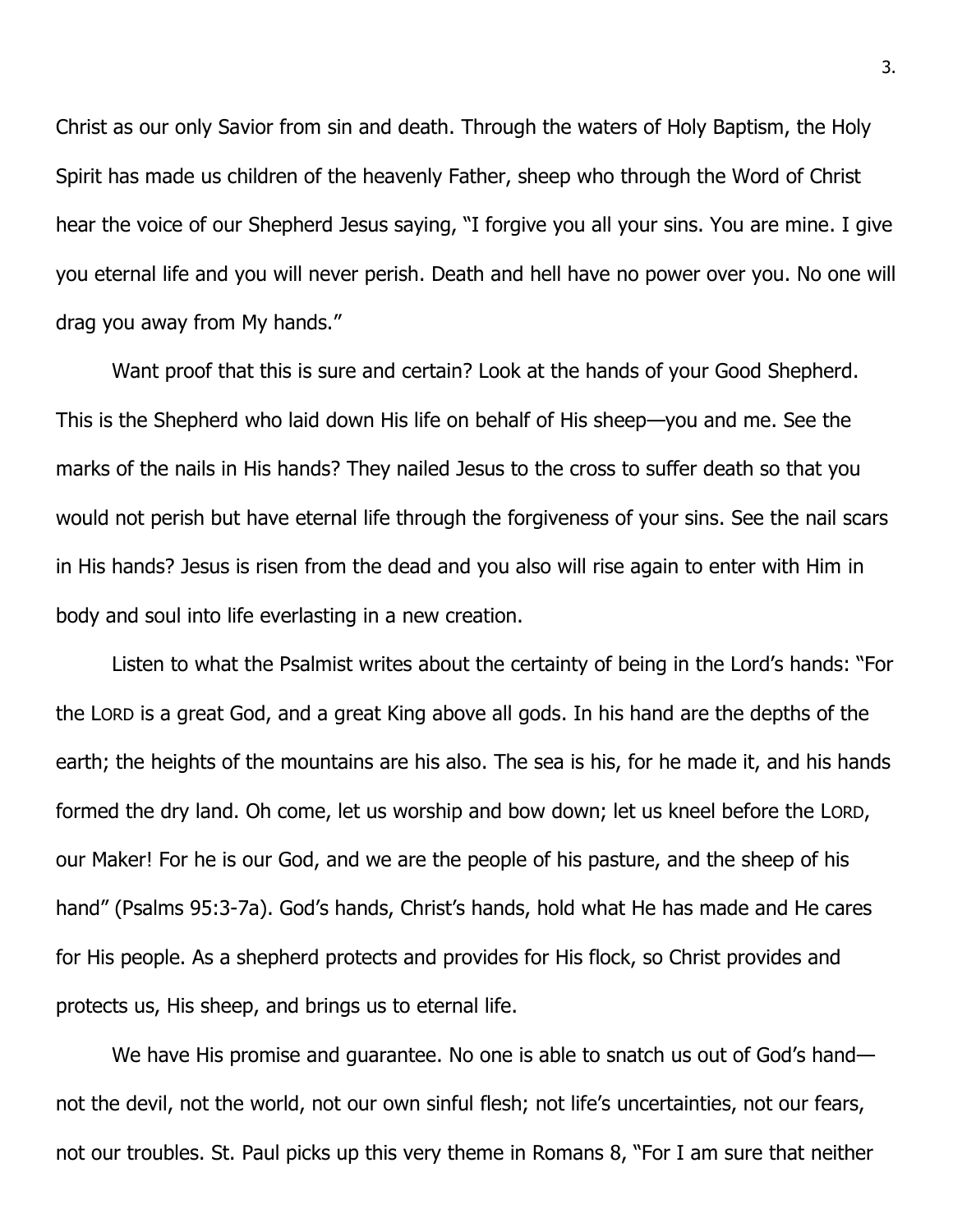Christ as our only Savior from sin and death. Through the waters of Holy Baptism, the Holy Spirit has made us children of the heavenly Father, sheep who through the Word of Christ hear the voice of our Shepherd Jesus saying, "I forgive you all your sins. You are mine. I give you eternal life and you will never perish. Death and hell have no power over you. No one will drag you away from My hands."

Want proof that this is sure and certain? Look at the hands of your Good Shepherd. This is the Shepherd who laid down His life on behalf of His sheep—you and me. See the marks of the nails in His hands? They nailed Jesus to the cross to suffer death so that you would not perish but have eternal life through the forgiveness of your sins. See the nail scars in His hands? Jesus is risen from the dead and you also will rise again to enter with Him in body and soul into life everlasting in a new creation.

Listen to what the Psalmist writes about the certainty of being in the Lord's hands: "For the LORD is a great God, and a great King above all gods. In his hand are the depths of the earth; the heights of the mountains are his also. The sea is his, for he made it, and his hands formed the dry land. Oh come, let us worship and bow down; let us kneel before the LORD, our Maker! For he is our God, and we are the people of his pasture, and the sheep of his hand" (Psalms 95:3-7a). God's hands, Christ's hands, hold what He has made and He cares for His people. As a shepherd protects and provides for His flock, so Christ provides and protects us, His sheep, and brings us to eternal life.

We have His promise and guarantee. No one is able to snatch us out of God's hand—not the devil, not the world, not our own sinful flesh; not life's uncertainties, not our fears, not our troubles. St. Paul picks up this very theme in Romans 8, "For I am sure that neither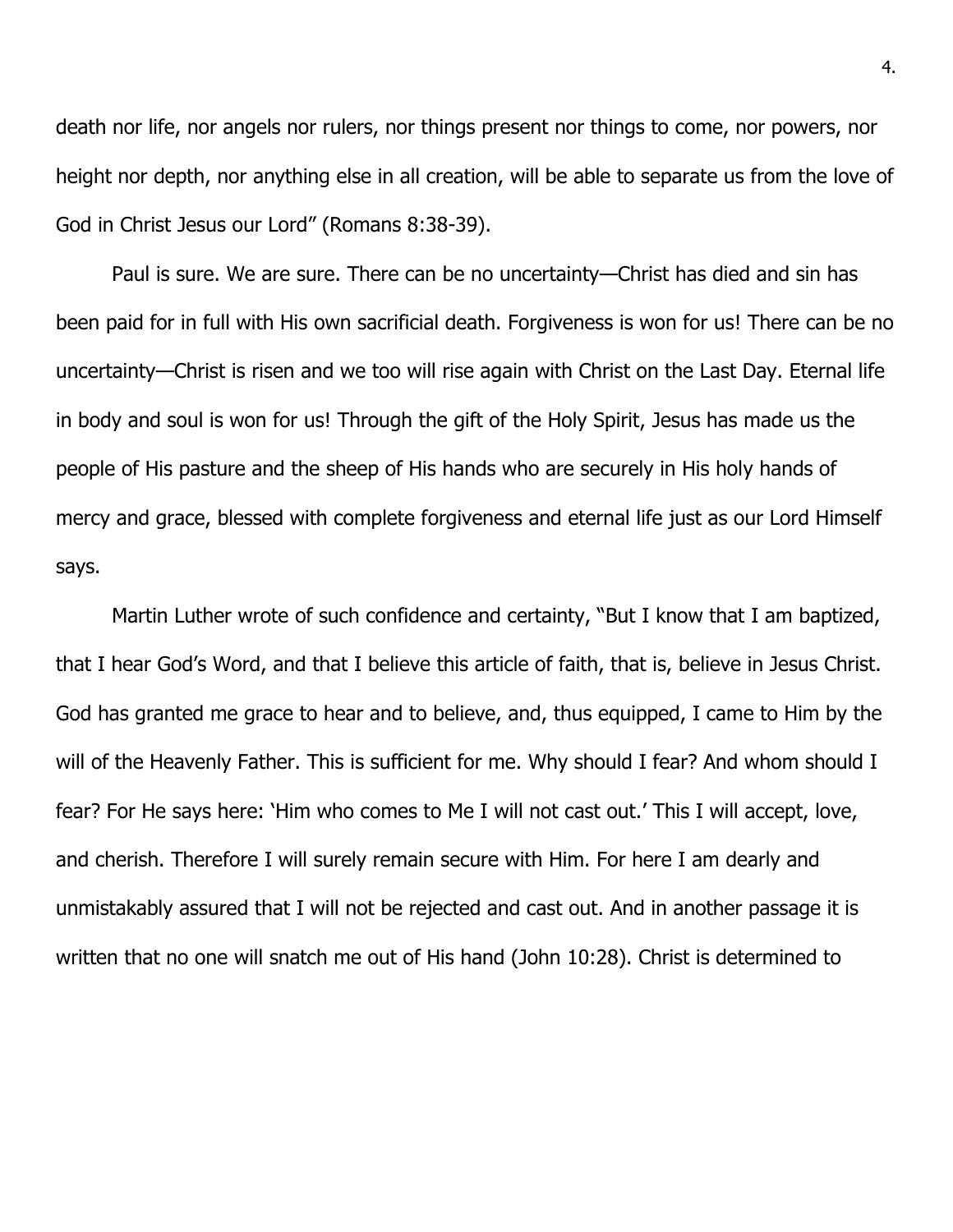death nor life, nor angels nor rulers, nor things present nor things to come, nor powers, nor height nor depth, nor anything else in all creation, will be able to separate us from the love of God in Christ Jesus our Lord" (Romans 8:38-39).

Paul is sure. We are sure. There can be no uncertainty—Christ has died and sin has been paid for in full with His own sacrificial death. Forgiveness is won for us! There can be no uncertainty—Christ is risen and we too will rise again with Christ on the Last Day. Eternal life in body and soul is won for us! Through the gift of the Holy Spirit, Jesus has made us the people of His pasture and the sheep of His hands who are securely in His holy hands of mercy and grace, blessed with complete forgiveness and eternal life just as our Lord Himself says.

Martin Luther wrote of such confidence and certainty, "But I know that I am baptized, that I hear God's Word, and that I believe this article of faith, that is, believe in Jesus Christ. God has granted me grace to hear and to believe, and, thus equipped, I came to Him by the will of the Heavenly Father. This is sufficient for me. Why should I fear? And whom should I fear? For He says here: 'Him who comes to Me I will not cast out.' This I will accept, love, and cherish. Therefore I will surely remain secure with Him. For here I am dearly and unmistakably assured that I will not be rejected and cast out. And in another passage it is written that no one will snatch me out of His hand (John 10:28). Christ is determined to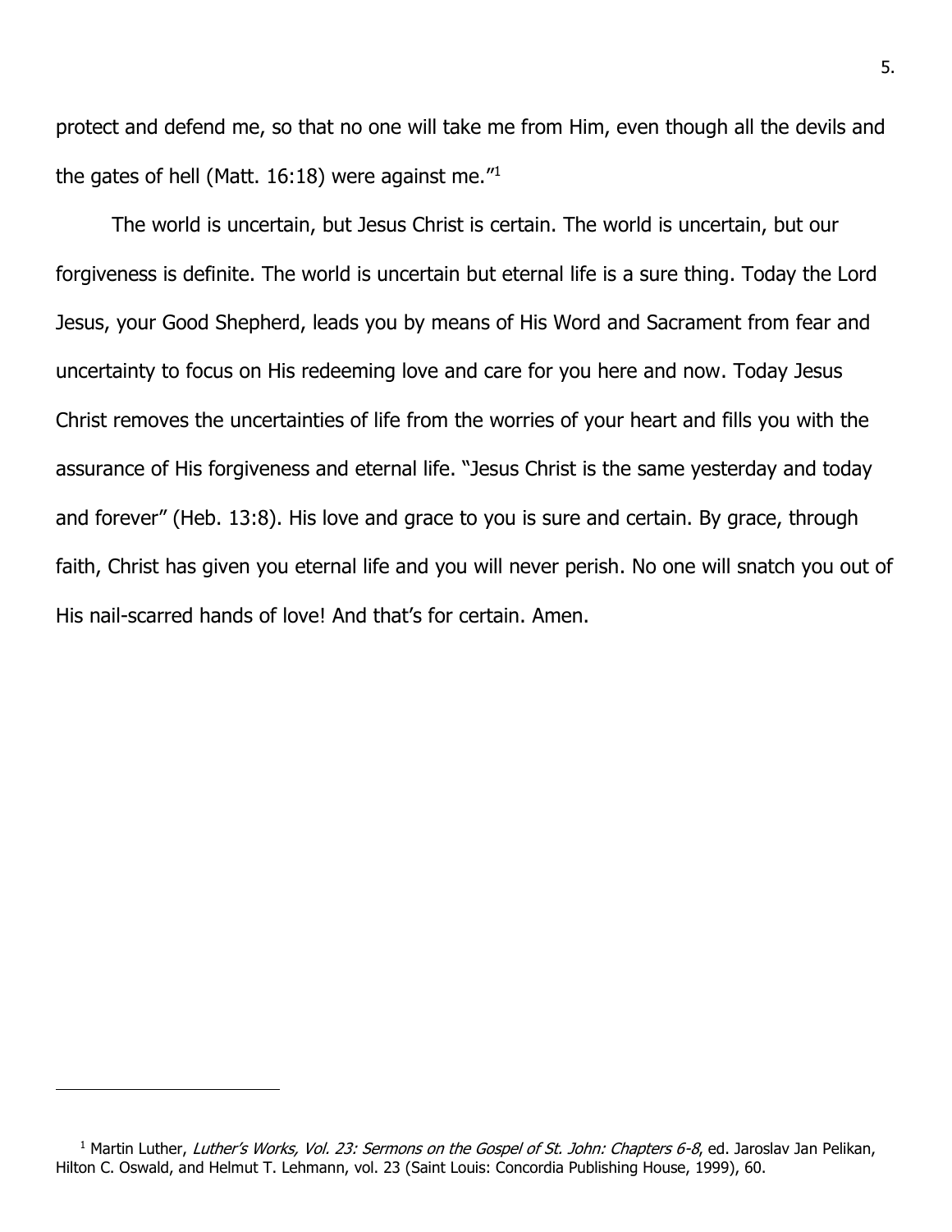protect and defend me, so that no one will take me from Him, even though all the devils and the gates of hell (Matt. 16:18) were against me."[1]

The world is uncertain, but Jesus Christ is certain. The world is uncertain, but our forgiveness is definite. The world is uncertain but eternal life is a sure thing. Today the Lord Jesus, your Good Shepherd, leads you by means of His Word and Sacrament from fear and uncertainty to focus on His redeeming love and care for you here and now. Today Jesus Christ removes the uncertainties of life from the worries of your heart and fills you with the assurance of His forgiveness and eternal life. "Jesus Christ is the same yesterday and today and forever" (Heb. 13:8). His love and grace to you is sure and certain. By grace, through faith, Christ has given you eternal life and you will never perish. No one will snatch you out of His nail-scarred hands of love! And that's for certain. Amen.

---

[1] Martin Luther, *Luther's Works, Vol. 23: Sermons on the Gospel of St. John: Chapters 6-8*, ed. Jaroslav Jan Pelikan, Hilton C. Oswald, and Helmut T. Lehmann, vol. 23 (Saint Louis: Concordia Publishing House, 1999), 60.